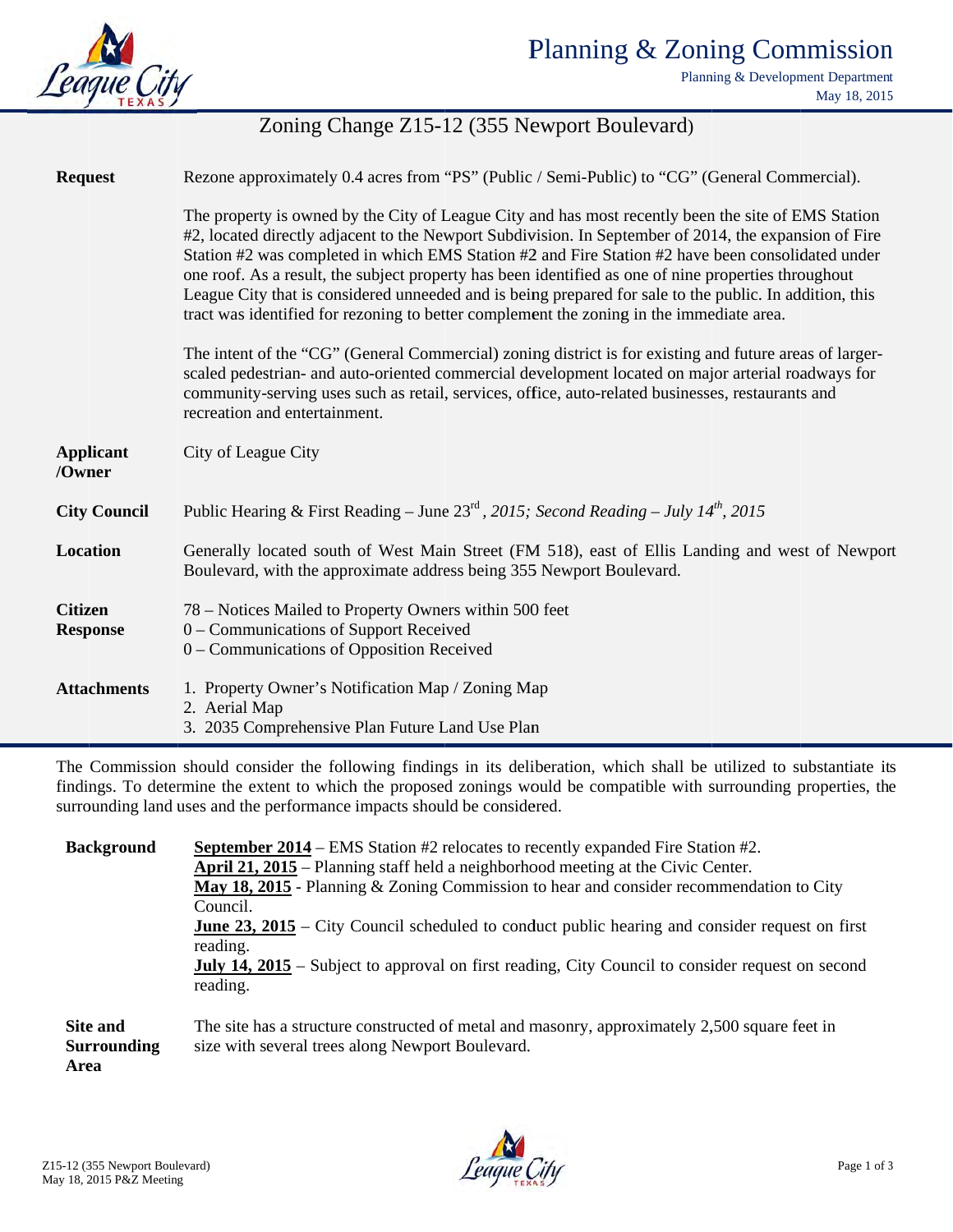# Planning & Zoning Commission

Planning & Development Department
May 18, 2015

## Zoning Change Z15-12 (355 Newport Boulevard)

| | |
|---|---|
| **Request** | Rezone approximately 0.4 acres from "PS" (Public / Semi-Public) to "CG" (General Commercial).<br><br>The property is owned by the City of League City and has most recently been the site of EMS Station #2, located directly adjacent to the Newport Subdivision. In September of 2014, the expansion of Fire Station #2 was completed in which EMS Station #2 and Fire Station #2 have been consolidated under one roof. As a result, the subject property has been identified as one of nine properties throughout League City that is considered unneeded and is being prepared for sale to the public. In addition, this tract was identified for rezoning to better complement the zoning in the immediate area.<br><br>The intent of the "CG" (General Commercial) zoning district is for existing and future areas of larger-scaled pedestrian- and auto-oriented commercial development located on major arterial roadways for community-serving uses such as retail, services, office, auto-related businesses, restaurants and recreation and entertainment. |
| **Applicant /Owner** | City of League City |
| **City Council** | Public Hearing & First Reading – June 23rd, *2015; Second Reading – July 14th, 2015* |
| **Location** | Generally located south of West Main Street (FM 518), east of Ellis Landing and west of Newport Boulevard, with the approximate address being 355 Newport Boulevard. |
| **Citizen Response** | 78 – Notices Mailed to Property Owners within 500 feet<br>0 – Communications of Support Received<br>0 – Communications of Opposition Received |
| **Attachments** | 1. Property Owner's Notification Map / Zoning Map<br>2. Aerial Map<br>3. 2035 Comprehensive Plan Future Land Use Plan |

The Commission should consider the following findings in its deliberation, which shall be utilized to substantiate its findings. To determine the extent to which the proposed zonings would be compatible with surrounding properties, the surrounding land uses and the performance impacts should be considered.

| | |
|---|---|
| **Background** | **September 2014** – EMS Station #2 relocates to recently expanded Fire Station #2.<br>**April 21, 2015** – Planning staff held a neighborhood meeting at the Civic Center.<br>**May 18, 2015** - Planning & Zoning Commission to hear and consider recommendation to City Council.<br>**June 23, 2015** – City Council scheduled to conduct public hearing and consider request on first reading.<br>**July 14, 2015** – Subject to approval on first reading, City Council to consider request on second reading. |
| **Site and Surrounding Area** | The site has a structure constructed of metal and masonry, approximately 2,500 square feet in size with several trees along Newport Boulevard. |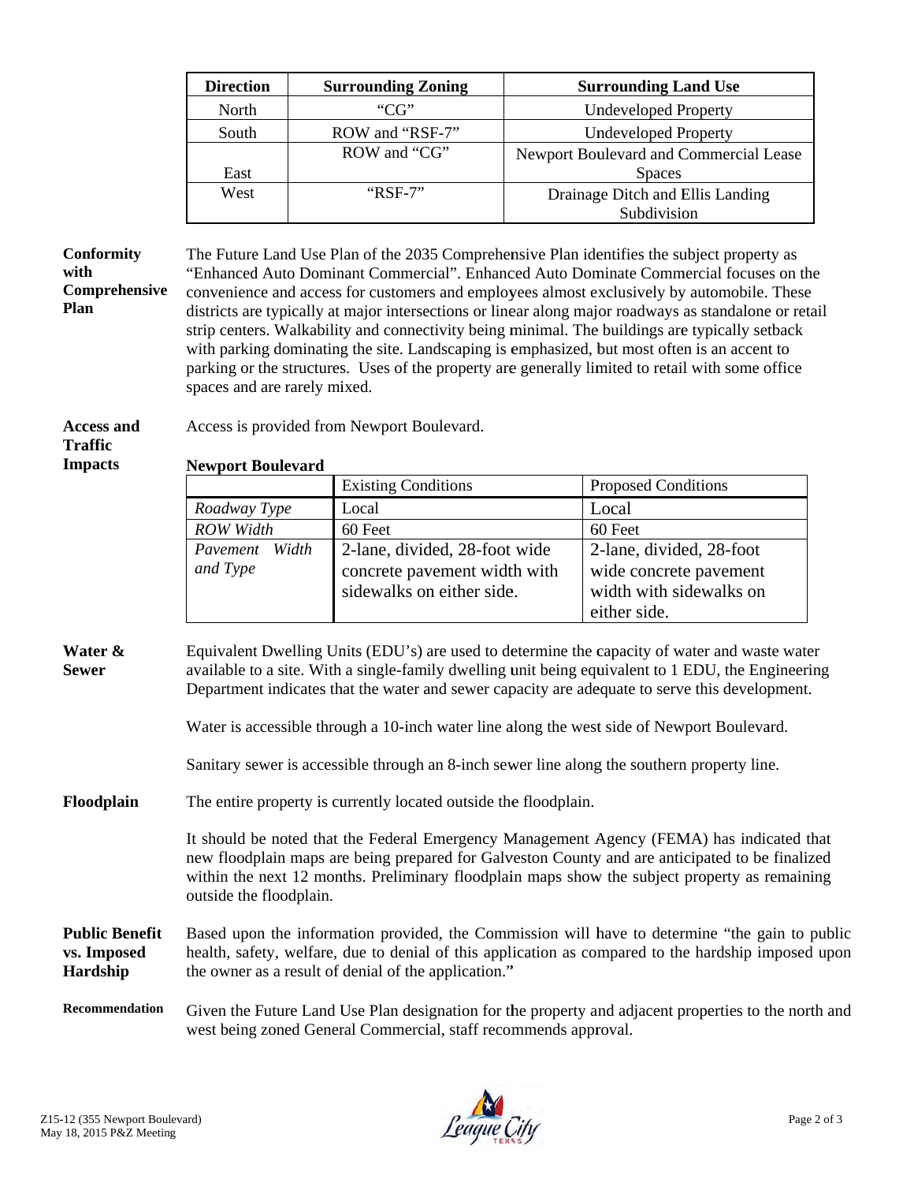| Direction | Surrounding Zoning | Surrounding Land Use |
|---|---|---|
| North | "CG" | Undeveloped Property |
| South | ROW and "RSF-7" | Undeveloped Property |
| East | ROW and "CG" | Newport Boulevard and Commercial Lease Spaces |
| West | "RSF-7" | Drainage Ditch and Ellis Landing Subdivision |

**Conformity with Comprehensive Plan**

The Future Land Use Plan of the 2035 Comprehensive Plan identifies the subject property as "Enhanced Auto Dominant Commercial". Enhanced Auto Dominate Commercial focuses on the convenience and access for customers and employees almost exclusively by automobile. These districts are typically at major intersections or linear along major roadways as standalone or retail strip centers. Walkability and connectivity being minimal. The buildings are typically setback with parking dominating the site. Landscaping is emphasized, but most often is an accent to parking or the structures. Uses of the property are generally limited to retail with some office spaces and are rarely mixed.

**Access and Traffic Impacts**

Access is provided from Newport Boulevard.

**Newport Boulevard**

| | Existing Conditions | Proposed Conditions |
|---|---|---|
| *Roadway Type* | Local | Local |
| *ROW Width* | 60 Feet | 60 Feet |
| *Pavement Width and Type* | 2-lane, divided, 28-foot wide concrete pavement width with sidewalks on either side. | 2-lane, divided, 28-foot wide concrete pavement width with sidewalks on either side. |

**Water & Sewer**

Equivalent Dwelling Units (EDU's) are used to determine the capacity of water and waste water available to a site. With a single-family dwelling unit being equivalent to 1 EDU, the Engineering Department indicates that the water and sewer capacity are adequate to serve this development.

Water is accessible through a 10-inch water line along the west side of Newport Boulevard.

Sanitary sewer is accessible through an 8-inch sewer line along the southern property line.

**Floodplain**

The entire property is currently located outside the floodplain.

It should be noted that the Federal Emergency Management Agency (FEMA) has indicated that new floodplain maps are being prepared for Galveston County and are anticipated to be finalized within the next 12 months. Preliminary floodplain maps show the subject property as remaining outside the floodplain.

**Public Benefit vs. Imposed Hardship**

Based upon the information provided, the Commission will have to determine "the gain to public health, safety, welfare, due to denial of this application as compared to the hardship imposed upon the owner as a result of denial of the application."

**Recommendation**

Given the Future Land Use Plan designation for the property and adjacent properties to the north and west being zoned General Commercial, staff recommends approval.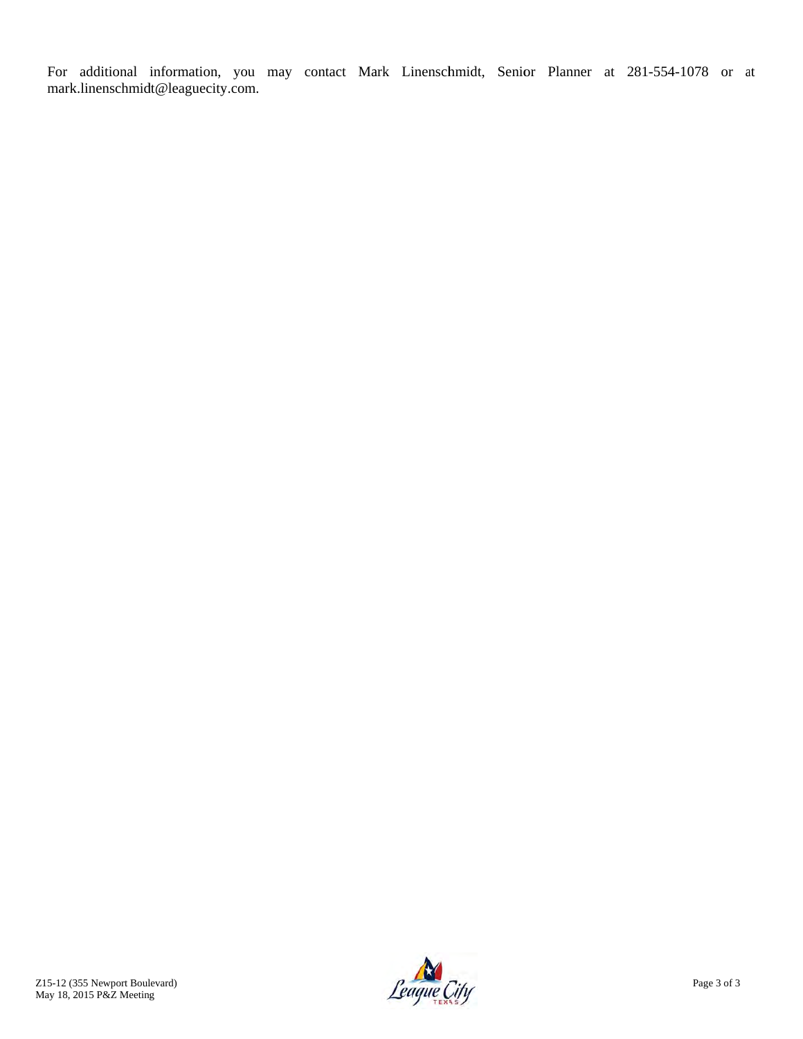For additional information, you may contact Mark Linenschmidt, Senior Planner at 281-554-1078 or at mark.linenschmidt@leaguecity.com.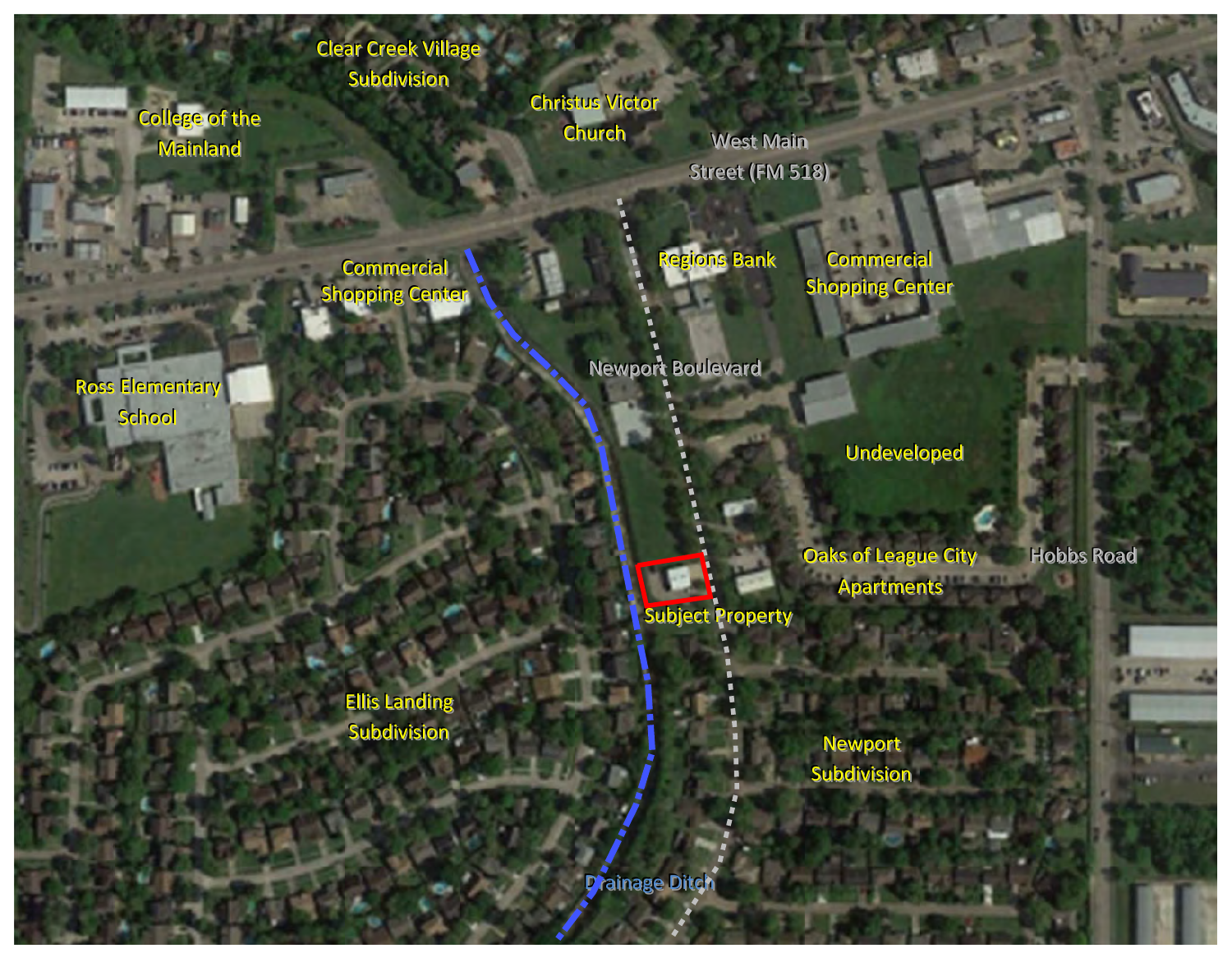Clear Creek Village Subdivision

College of the Mainland

Christus Victor Church

West Main Street (FM 518)

Commercial Shopping Center

Regions Bank

Commercial Shopping Center

Ross Elementary School

Newport Boulevard

Undeveloped

Oaks of League City Apartments

Hobbs Road

Subject Property

Ellis Landing Subdivision

Newport Subdivision

Drainage Ditch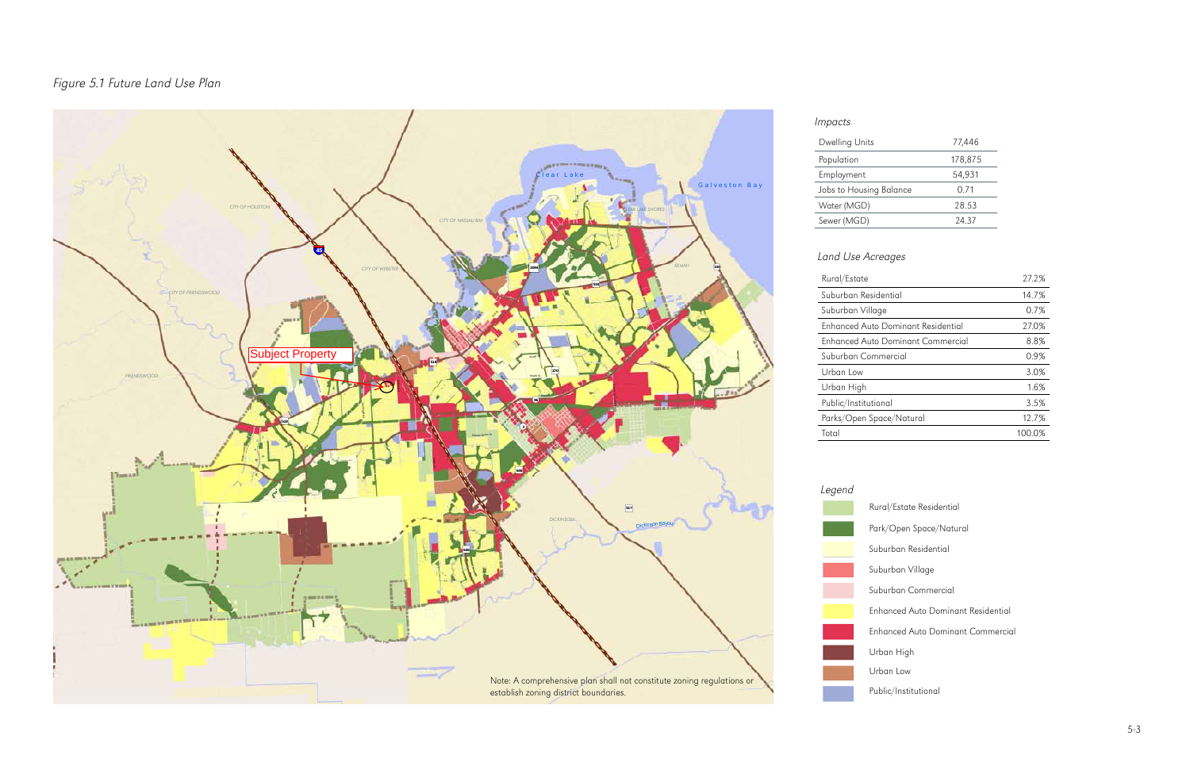*Figure 5.1 Future Land Use Plan*

Subject Property

Clear Lake

Galveston Bay

Note: A comprehensive plan shall not constitute zoning regulations or establish zoning district boundaries.

### *Impacts*

| | |
|---|---|
| Dwelling Units | 77,446 |
| Population | 178,875 |
| Employment | 54,931 |
| Jobs to Housing Balance | 0.71 |
| Water (MGD) | 28.53 |
| Sewer (MGD) | 24.37 |

### *Land Use Acreages*

| | |
|---|---|
| Rural/Estate | 27.2% |
| Suburban Residential | 14.7% |
| Suburban Village | 0.7% |
| Enhanced Auto Dominant Residential | 27.0% |
| Enhanced Auto Dominant Commercial | 8.8% |
| Suburban Commercial | 0.9% |
| Urban Low | 3.0% |
| Urban High | 1.6% |
| Public/Institutional | 3.5% |
| Parks/Open Space/Natural | 12.7% |
| Total | 100.0% |

### *Legend*

- Rural/Estate Residential
- Park/Open Space/Natural
- Suburban Residential
- Suburban Village
- Suburban Commercial
- Enhanced Auto Dominant Residential
- Enhanced Auto Dominant Commercial
- Urban High
- Urban Low
- Public/Institutional